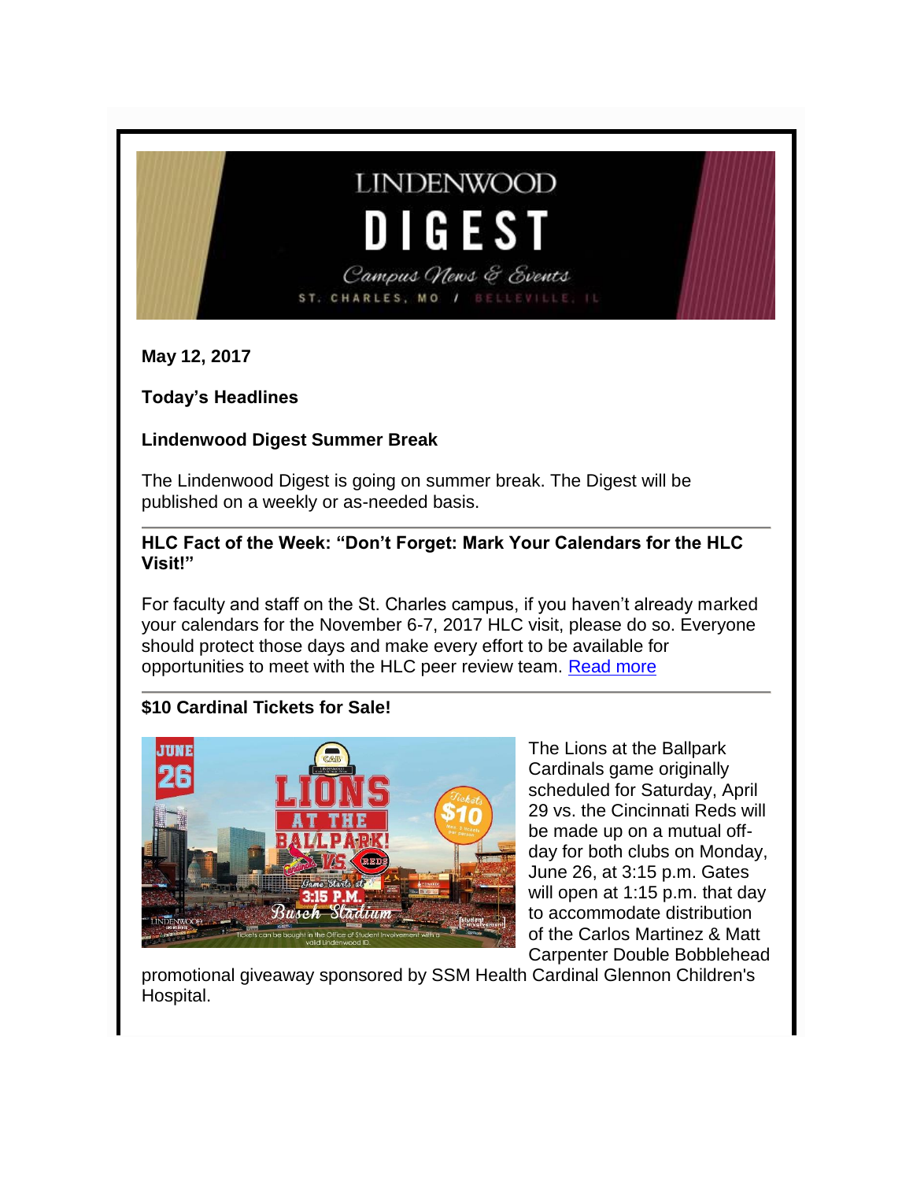# LINDENWOOD DIGEST

*Campus News & Events*

ST. CHARLES, MO / BELLEVILLE, IL

**May 12, 2017**

**Today's Headlines**

### Lindenwood Digest Summer Break

The Lindenwood Digest is going on summer break. The Digest will be published on a weekly or as-needed basis.

---

### HLC Fact of the Week: "Don't Forget: Mark Your Calendars for the HLC Visit!"

For faculty and staff on the St. Charles campus, if you haven't already marked your calendars for the November 6-7, 2017 HLC visit, please do so. Everyone should protect those days and make every effort to be available for opportunities to meet with the HLC peer review team. [Read more]

---

### $10 Cardinal Tickets for Sale!

The Lions at the Ballpark Cardinals game originally scheduled for Saturday, April 29 vs. the Cincinnati Reds will be made up on a mutual off-day for both clubs on Monday, June 26, at 3:15 p.m. Gates will open at 1:15 p.m. that day to accommodate distribution of the Carlos Martinez & Matt Carpenter Double Bobblehead promotional giveaway sponsored by SSM Health Cardinal Glennon Children's Hospital.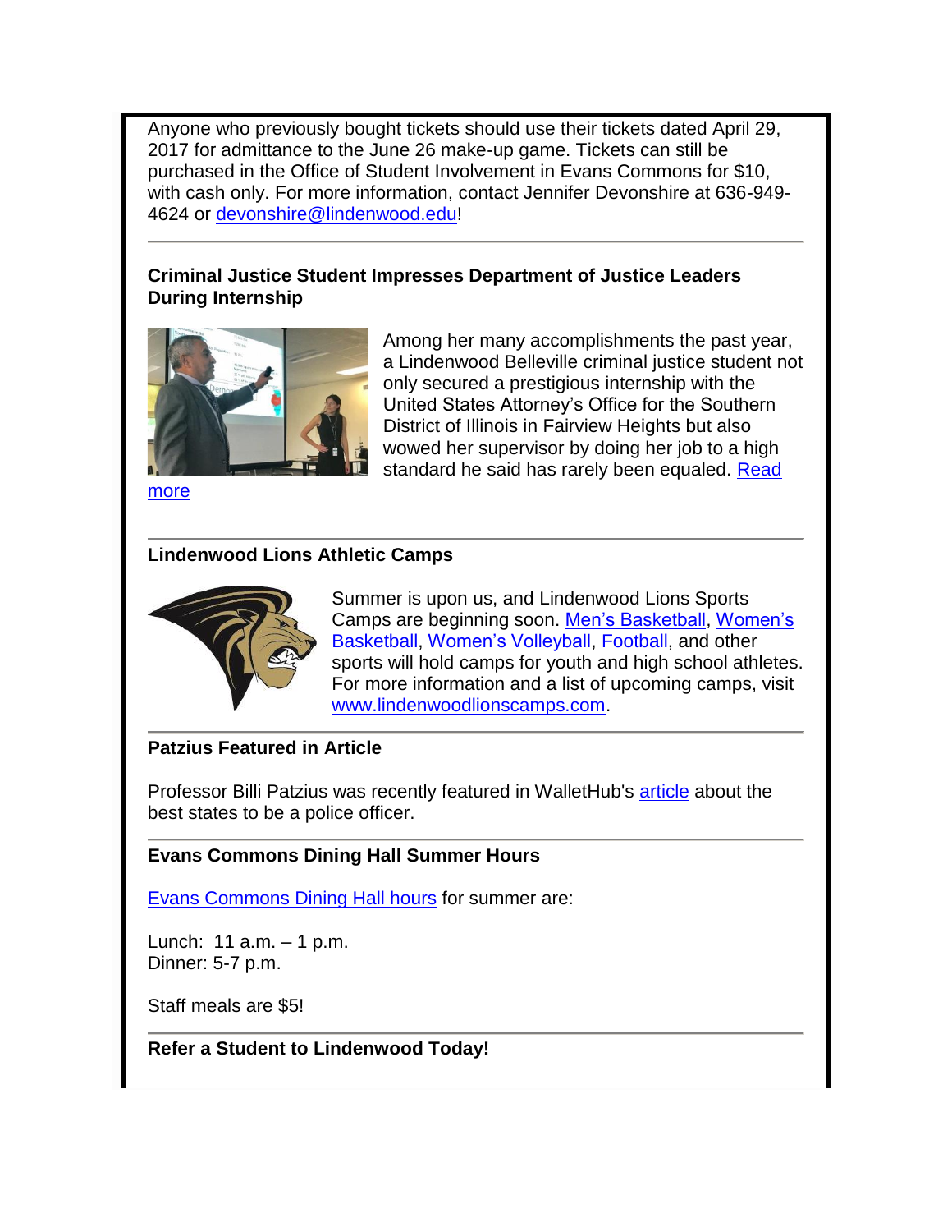Anyone who previously bought tickets should use their tickets dated April 29, 2017 for admittance to the June 26 make-up game. Tickets can still be purchased in the Office of Student Involvement in Evans Commons for $10, with cash only. For more information, contact Jennifer Devonshire at 636-949-4624 or devonshire@lindenwood.edu!

---

**Criminal Justice Student Impresses Department of Justice Leaders During Internship**

Among her many accomplishments the past year, a Lindenwood Belleville criminal justice student not only secured a prestigious internship with the United States Attorney's Office for the Southern District of Illinois in Fairview Heights but also wowed her supervisor by doing her job to a high standard he said has rarely been equaled. Read more

---

**Lindenwood Lions Athletic Camps**

Summer is upon us, and Lindenwood Lions Sports Camps are beginning soon. Men's Basketball, Women's Basketball, Women's Volleyball, Football, and other sports will hold camps for youth and high school athletes. For more information and a list of upcoming camps, visit www.lindenwoodlionscamps.com.

---

**Patzius Featured in Article**

Professor Billi Patzius was recently featured in WalletHub's article about the best states to be a police officer.

---

**Evans Commons Dining Hall Summer Hours**

Evans Commons Dining Hall hours for summer are:

Lunch: 11 a.m. – 1 p.m.
Dinner: 5-7 p.m.

Staff meals are $5!

---

**Refer a Student to Lindenwood Today!**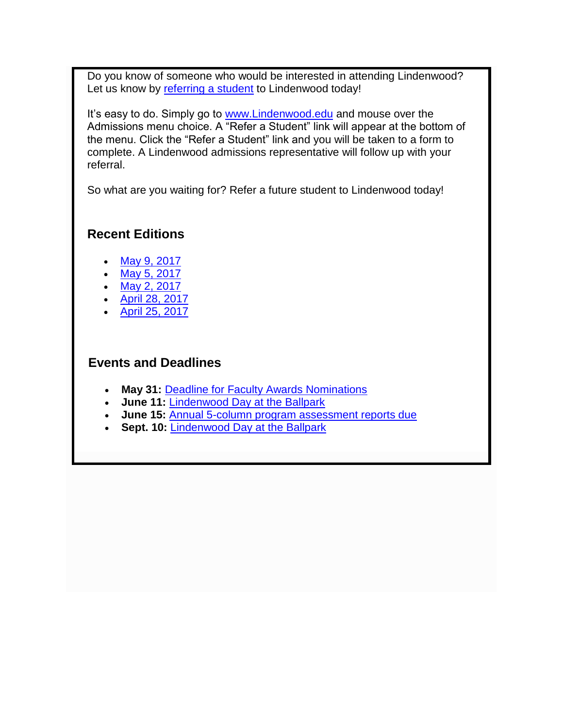Do you know of someone who would be interested in attending Lindenwood? Let us know by referring a student to Lindenwood today!

It's easy to do. Simply go to www.Lindenwood.edu and mouse over the Admissions menu choice. A "Refer a Student" link will appear at the bottom of the menu. Click the "Refer a Student" link and you will be taken to a form to complete. A Lindenwood admissions representative will follow up with your referral.

So what are you waiting for? Refer a future student to Lindenwood today!

### Recent Editions

- May 9, 2017
- May 5, 2017
- May 2, 2017
- April 28, 2017
- April 25, 2017

### Events and Deadlines

- **May 31:** Deadline for Faculty Awards Nominations
- **June 11:** Lindenwood Day at the Ballpark
- **June 15:** Annual 5-column program assessment reports due
- **Sept. 10:** Lindenwood Day at the Ballpark